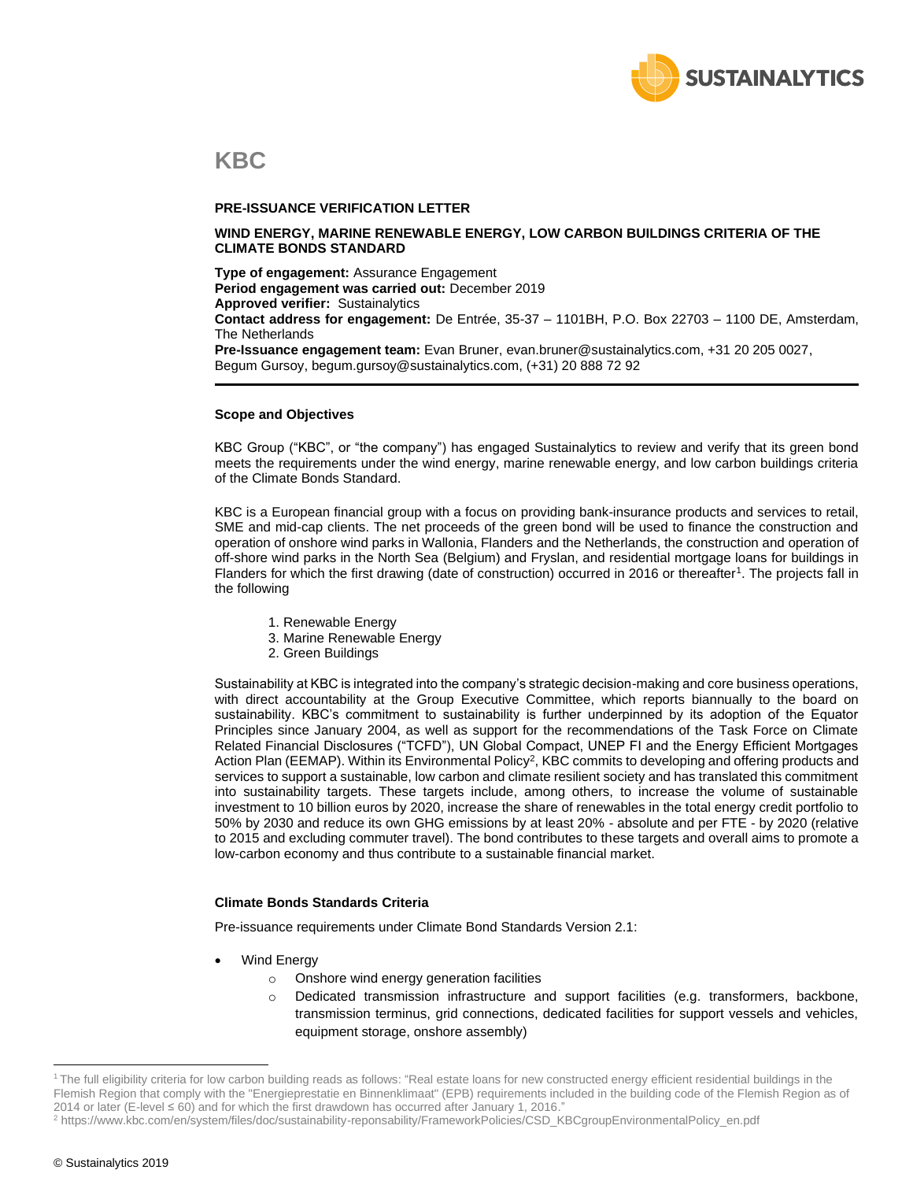# KBC

**PRE-ISSUANCE VERIFICATION LETTER**

**WIND ENERGY, MARINE RENEWABLE ENERGY, LOW CARBON BUILDINGS CRITERIA OF THE CLIMATE BONDS STANDARD**

**Type of engagement:** Assurance Engagement
**Period engagement was carried out:** December 2019
**Approved verifier:** Sustainalytics
**Contact address for engagement:** De Entrée, 35-37 – 1101BH, P.O. Box 22703 – 1100 DE, Amsterdam, The Netherlands
**Pre-Issuance engagement team:** Evan Bruner, evan.bruner@sustainalytics.com, +31 20 205 0027, Begum Gursoy, begum.gursoy@sustainalytics.com, (+31) 20 888 72 92

---

**Scope and Objectives**

KBC Group ("KBC", or "the company") has engaged Sustainalytics to review and verify that its green bond meets the requirements under the wind energy, marine renewable energy, and low carbon buildings criteria of the Climate Bonds Standard.

KBC is a European financial group with a focus on providing bank-insurance products and services to retail, SME and mid-cap clients. The net proceeds of the green bond will be used to finance the construction and operation of onshore wind parks in Wallonia, Flanders and the Netherlands, the construction and operation of off-shore wind parks in the North Sea (Belgium) and Fryslan, and residential mortgage loans for buildings in Flanders for which the first drawing (date of construction) occurred in 2016 or thereafter[1]. The projects fall in the following

1. Renewable Energy
3. Marine Renewable Energy
2. Green Buildings

Sustainability at KBC is integrated into the company's strategic decision-making and core business operations, with direct accountability at the Group Executive Committee, which reports biannually to the board on sustainability. KBC's commitment to sustainability is further underpinned by its adoption of the Equator Principles since January 2004, as well as support for the recommendations of the Task Force on Climate Related Financial Disclosures ("TCFD"), UN Global Compact, UNEP FI and the Energy Efficient Mortgages Action Plan (EEMAP). Within its Environmental Policy[2], KBC commits to developing and offering products and services to support a sustainable, low carbon and climate resilient society and has translated this commitment into sustainability targets. These targets include, among others, to increase the volume of sustainable investment to 10 billion euros by 2020, increase the share of renewables in the total energy credit portfolio to 50% by 2030 and reduce its own GHG emissions by at least 20% - absolute and per FTE - by 2020 (relative to 2015 and excluding commuter travel). The bond contributes to these targets and overall aims to promote a low-carbon economy and thus contribute to a sustainable financial market.

**Climate Bonds Standards Criteria**

Pre-issuance requirements under Climate Bond Standards Version 2.1:

- Wind Energy
  - Onshore wind energy generation facilities
  - Dedicated transmission infrastructure and support facilities (e.g. transformers, backbone, transmission terminus, grid connections, dedicated facilities for support vessels and vehicles, equipment storage, onshore assembly)

---

[1] The full eligibility criteria for low carbon building reads as follows: "Real estate loans for new constructed energy efficient residential buildings in the Flemish Region that comply with the "Energieprestatie en Binnenklimaat" (EPB) requirements included in the building code of the Flemish Region as of 2014 or later (E-level ≤ 60) and for which the first drawdown has occurred after January 1, 2016."

[2] https://www.kbc.com/en/system/files/doc/sustainability-reponsability/FrameworkPolicies/CSD_KBCgroupEnvironmentalPolicy_en.pdf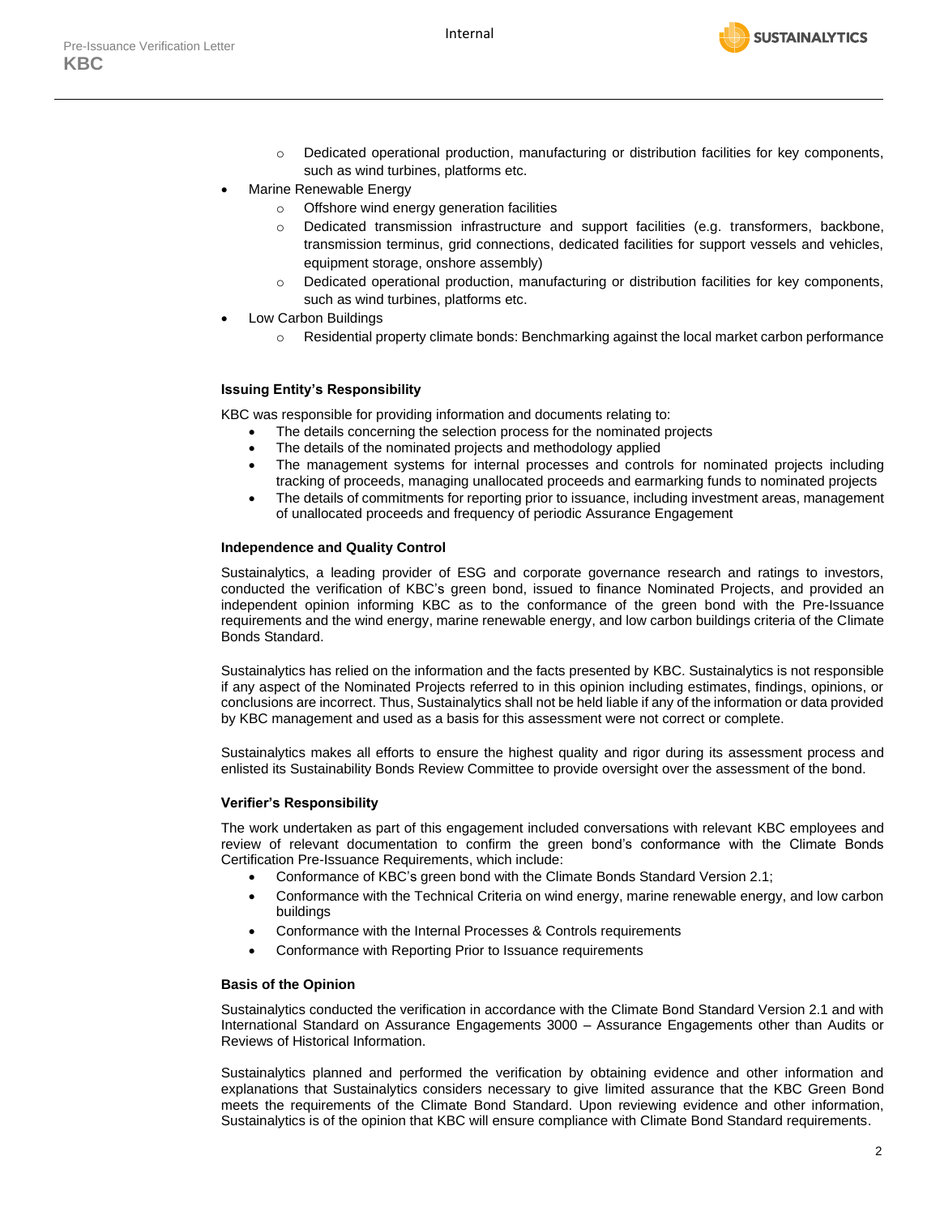- Dedicated operational production, manufacturing or distribution facilities for key components, such as wind turbines, platforms etc.
- Marine Renewable Energy
  - Offshore wind energy generation facilities
  - Dedicated transmission infrastructure and support facilities (e.g. transformers, backbone, transmission terminus, grid connections, dedicated facilities for support vessels and vehicles, equipment storage, onshore assembly)
  - Dedicated operational production, manufacturing or distribution facilities for key components, such as wind turbines, platforms etc.
- Low Carbon Buildings
  - Residential property climate bonds: Benchmarking against the local market carbon performance

**Issuing Entity's Responsibility**

KBC was responsible for providing information and documents relating to:

- The details concerning the selection process for the nominated projects
- The details of the nominated projects and methodology applied
- The management systems for internal processes and controls for nominated projects including tracking of proceeds, managing unallocated proceeds and earmarking funds to nominated projects
- The details of commitments for reporting prior to issuance, including investment areas, management of unallocated proceeds and frequency of periodic Assurance Engagement

**Independence and Quality Control**

Sustainalytics, a leading provider of ESG and corporate governance research and ratings to investors, conducted the verification of KBC's green bond, issued to finance Nominated Projects, and provided an independent opinion informing KBC as to the conformance of the green bond with the Pre-Issuance requirements and the wind energy, marine renewable energy, and low carbon buildings criteria of the Climate Bonds Standard.

Sustainalytics has relied on the information and the facts presented by KBC. Sustainalytics is not responsible if any aspect of the Nominated Projects referred to in this opinion including estimates, findings, opinions, or conclusions are incorrect. Thus, Sustainalytics shall not be held liable if any of the information or data provided by KBC management and used as a basis for this assessment were not correct or complete.

Sustainalytics makes all efforts to ensure the highest quality and rigor during its assessment process and enlisted its Sustainability Bonds Review Committee to provide oversight over the assessment of the bond.

**Verifier's Responsibility**

The work undertaken as part of this engagement included conversations with relevant KBC employees and review of relevant documentation to confirm the green bond's conformance with the Climate Bonds Certification Pre-Issuance Requirements, which include:

- Conformance of KBC's green bond with the Climate Bonds Standard Version 2.1;
- Conformance with the Technical Criteria on wind energy, marine renewable energy, and low carbon buildings
- Conformance with the Internal Processes & Controls requirements
- Conformance with Reporting Prior to Issuance requirements

**Basis of the Opinion**

Sustainalytics conducted the verification in accordance with the Climate Bond Standard Version 2.1 and with International Standard on Assurance Engagements 3000 – Assurance Engagements other than Audits or Reviews of Historical Information.

Sustainalytics planned and performed the verification by obtaining evidence and other information and explanations that Sustainalytics considers necessary to give limited assurance that the KBC Green Bond meets the requirements of the Climate Bond Standard. Upon reviewing evidence and other information, Sustainalytics is of the opinion that KBC will ensure compliance with Climate Bond Standard requirements.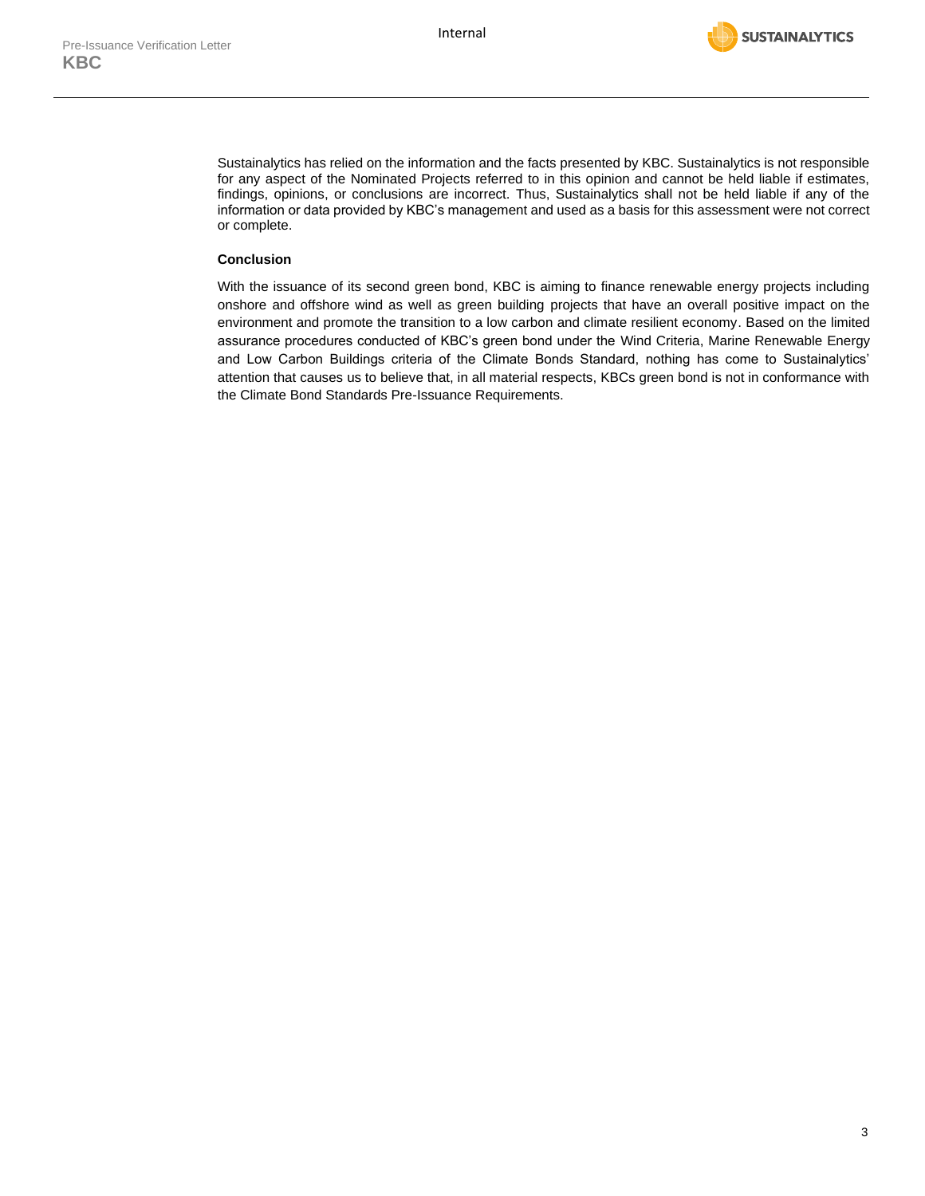Sustainalytics has relied on the information and the facts presented by KBC. Sustainalytics is not responsible for any aspect of the Nominated Projects referred to in this opinion and cannot be held liable if estimates, findings, opinions, or conclusions are incorrect. Thus, Sustainalytics shall not be held liable if any of the information or data provided by KBC's management and used as a basis for this assessment were not correct or complete.

**Conclusion**

With the issuance of its second green bond, KBC is aiming to finance renewable energy projects including onshore and offshore wind as well as green building projects that have an overall positive impact on the environment and promote the transition to a low carbon and climate resilient economy. Based on the limited assurance procedures conducted of KBC's green bond under the Wind Criteria, Marine Renewable Energy and Low Carbon Buildings criteria of the Climate Bonds Standard, nothing has come to Sustainalytics' attention that causes us to believe that, in all material respects, KBCs green bond is not in conformance with the Climate Bond Standards Pre-Issuance Requirements.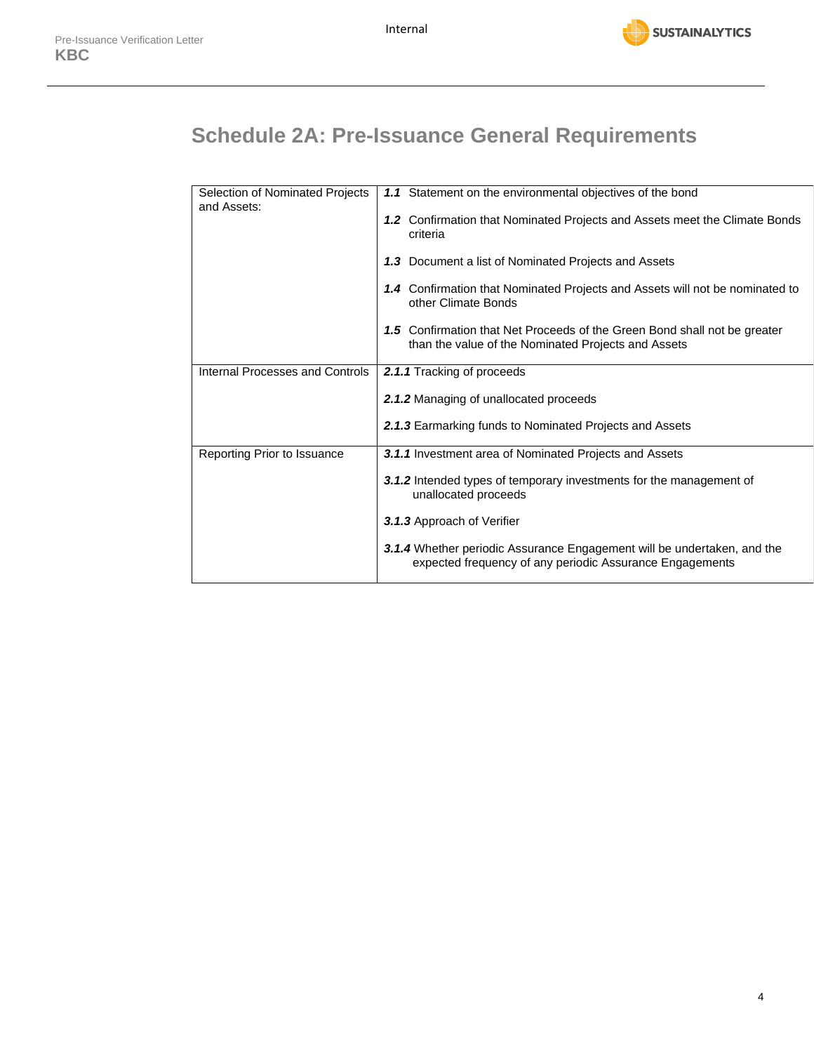# Schedule 2A: Pre-Issuance General Requirements

| | |
|---|---|
| Selection of Nominated Projects and Assets: | ***1.1*** Statement on the environmental objectives of the bond<br><br>***1.2*** Confirmation that Nominated Projects and Assets meet the Climate Bonds criteria<br><br>***1.3*** Document a list of Nominated Projects and Assets<br><br>***1.4*** Confirmation that Nominated Projects and Assets will not be nominated to other Climate Bonds<br><br>***1.5*** Confirmation that Net Proceeds of the Green Bond shall not be greater than the value of the Nominated Projects and Assets |
| Internal Processes and Controls | ***2.1.1*** Tracking of proceeds<br><br>***2.1.2*** Managing of unallocated proceeds<br><br>***2.1.3*** Earmarking funds to Nominated Projects and Assets |
| Reporting Prior to Issuance | ***3.1.1*** Investment area of Nominated Projects and Assets<br><br>***3.1.2*** Intended types of temporary investments for the management of unallocated proceeds<br><br>***3.1.3*** Approach of Verifier<br><br>***3.1.4*** Whether periodic Assurance Engagement will be undertaken, and the expected frequency of any periodic Assurance Engagements |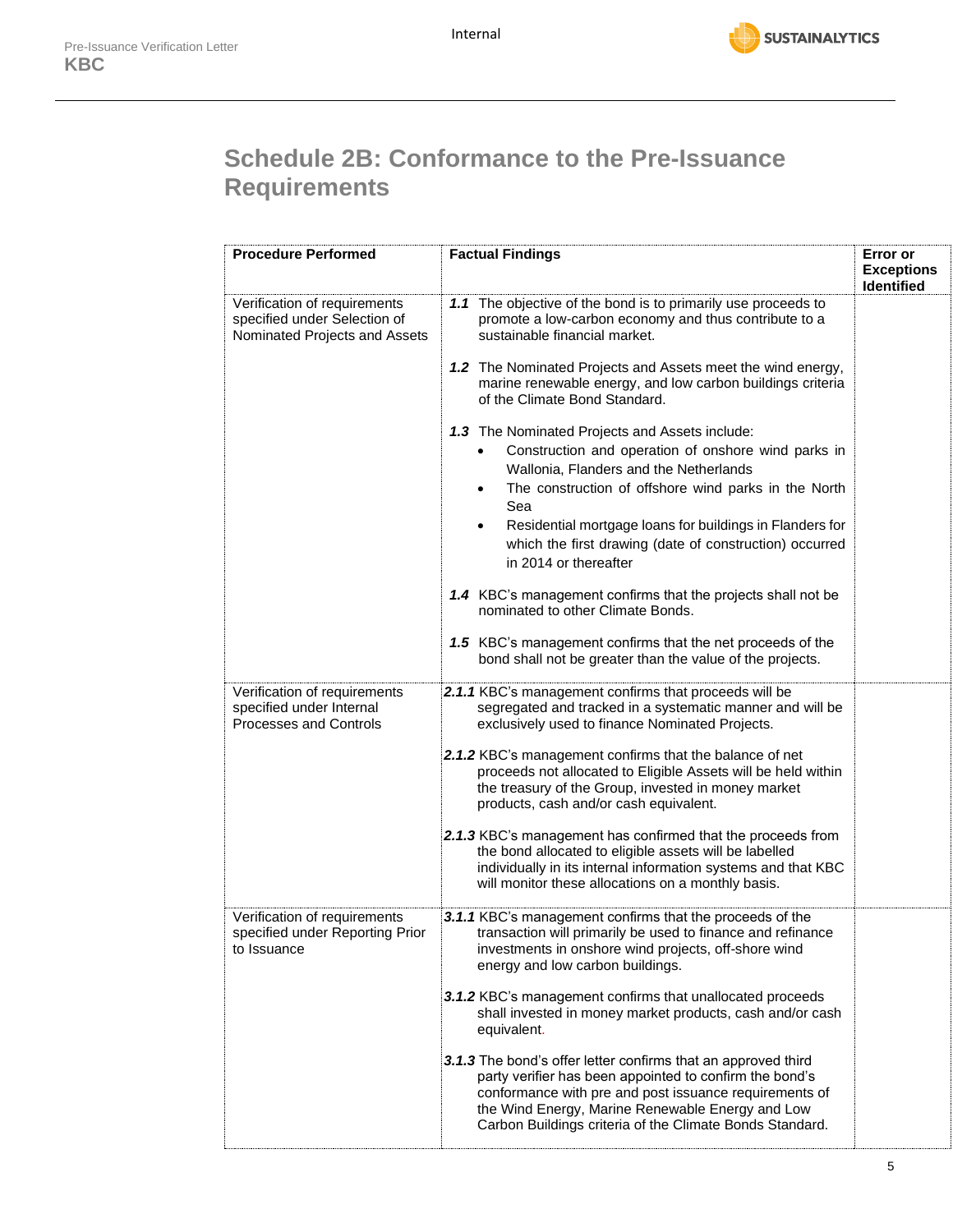# Schedule 2B: Conformance to the Pre-Issuance Requirements

| Procedure Performed | Factual Findings | Error or Exceptions Identified |
| --- | --- | --- |
| Verification of requirements specified under Selection of Nominated Projects and Assets | ***1.1*** The objective of the bond is to primarily use proceeds to promote a low-carbon economy and thus contribute to a sustainable financial market.<br><br>***1.2*** The Nominated Projects and Assets meet the wind energy, marine renewable energy, and low carbon buildings criteria of the Climate Bond Standard.<br><br>***1.3*** The Nominated Projects and Assets include:<br>• Construction and operation of onshore wind parks in Wallonia, Flanders and the Netherlands<br>• The construction of offshore wind parks in the North Sea<br>• Residential mortgage loans for buildings in Flanders for which the first drawing (date of construction) occurred in 2014 or thereafter<br><br>***1.4*** KBC's management confirms that the projects shall not be nominated to other Climate Bonds.<br><br>***1.5*** KBC's management confirms that the net proceeds of the bond shall not be greater than the value of the projects. | |
| Verification of requirements specified under Internal Processes and Controls | ***2.1.1*** KBC's management confirms that proceeds will be segregated and tracked in a systematic manner and will be exclusively used to finance Nominated Projects.<br><br>***2.1.2*** KBC's management confirms that the balance of net proceeds not allocated to Eligible Assets will be held within the treasury of the Group, invested in money market products, cash and/or cash equivalent.<br><br>***2.1.3*** KBC's management has confirmed that the proceeds from the bond allocated to eligible assets will be labelled individually in its internal information systems and that KBC will monitor these allocations on a monthly basis. | |
| Verification of requirements specified under Reporting Prior to Issuance | ***3.1.1*** KBC's management confirms that the proceeds of the transaction will primarily be used to finance and refinance investments in onshore wind projects, off-shore wind energy and low carbon buildings.<br><br>***3.1.2*** KBC's management confirms that unallocated proceeds shall invested in money market products, cash and/or cash equivalent.<br><br>***3.1.3*** The bond's offer letter confirms that an approved third party verifier has been appointed to confirm the bond's conformance with pre and post issuance requirements of the Wind Energy, Marine Renewable Energy and Low Carbon Buildings criteria of the Climate Bonds Standard. | |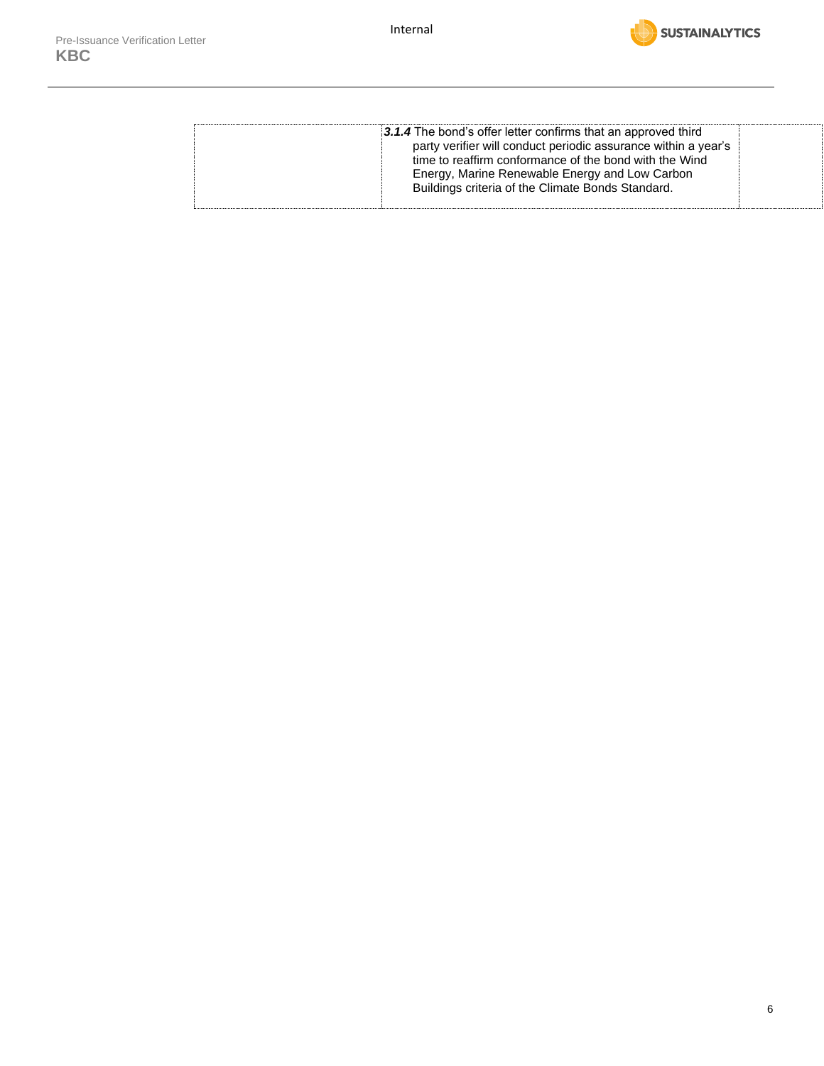|  | ***3.1.4*** The bond's offer letter confirms that an approved third party verifier will conduct periodic assurance within a year's time to reaffirm conformance of the bond with the Wind Energy, Marine Renewable Energy and Low Carbon Buildings criteria of the Climate Bonds Standard. |  |
|---|---|---|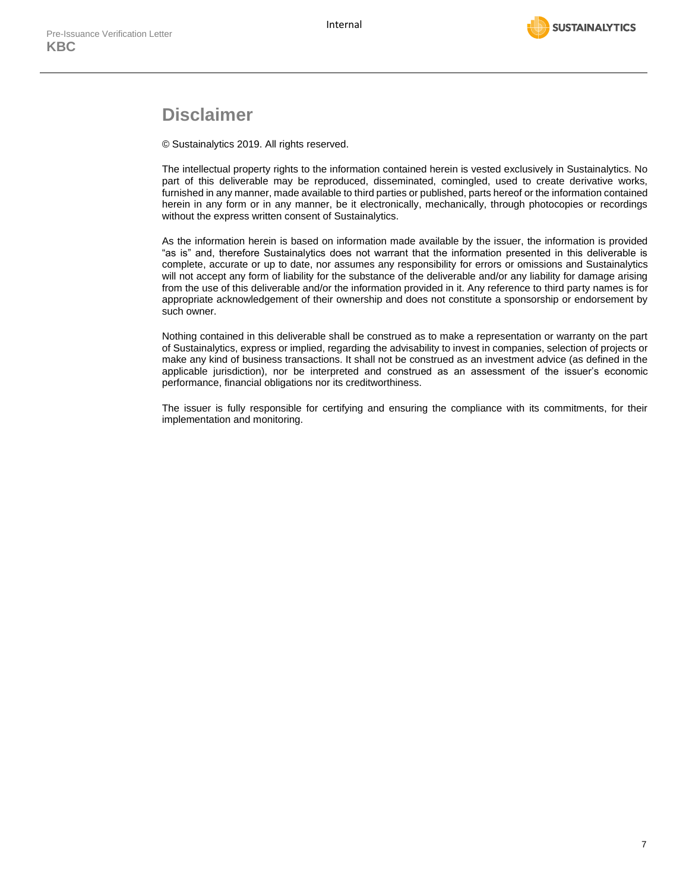# Disclaimer

© Sustainalytics 2019. All rights reserved.

The intellectual property rights to the information contained herein is vested exclusively in Sustainalytics. No part of this deliverable may be reproduced, disseminated, comingled, used to create derivative works, furnished in any manner, made available to third parties or published, parts hereof or the information contained herein in any form or in any manner, be it electronically, mechanically, through photocopies or recordings without the express written consent of Sustainalytics.

As the information herein is based on information made available by the issuer, the information is provided "as is" and, therefore Sustainalytics does not warrant that the information presented in this deliverable is complete, accurate or up to date, nor assumes any responsibility for errors or omissions and Sustainalytics will not accept any form of liability for the substance of the deliverable and/or any liability for damage arising from the use of this deliverable and/or the information provided in it. Any reference to third party names is for appropriate acknowledgement of their ownership and does not constitute a sponsorship or endorsement by such owner.

Nothing contained in this deliverable shall be construed as to make a representation or warranty on the part of Sustainalytics, express or implied, regarding the advisability to invest in companies, selection of projects or make any kind of business transactions. It shall not be construed as an investment advice (as defined in the applicable jurisdiction), nor be interpreted and construed as an assessment of the issuer's economic performance, financial obligations nor its creditworthiness.

The issuer is fully responsible for certifying and ensuring the compliance with its commitments, for their implementation and monitoring.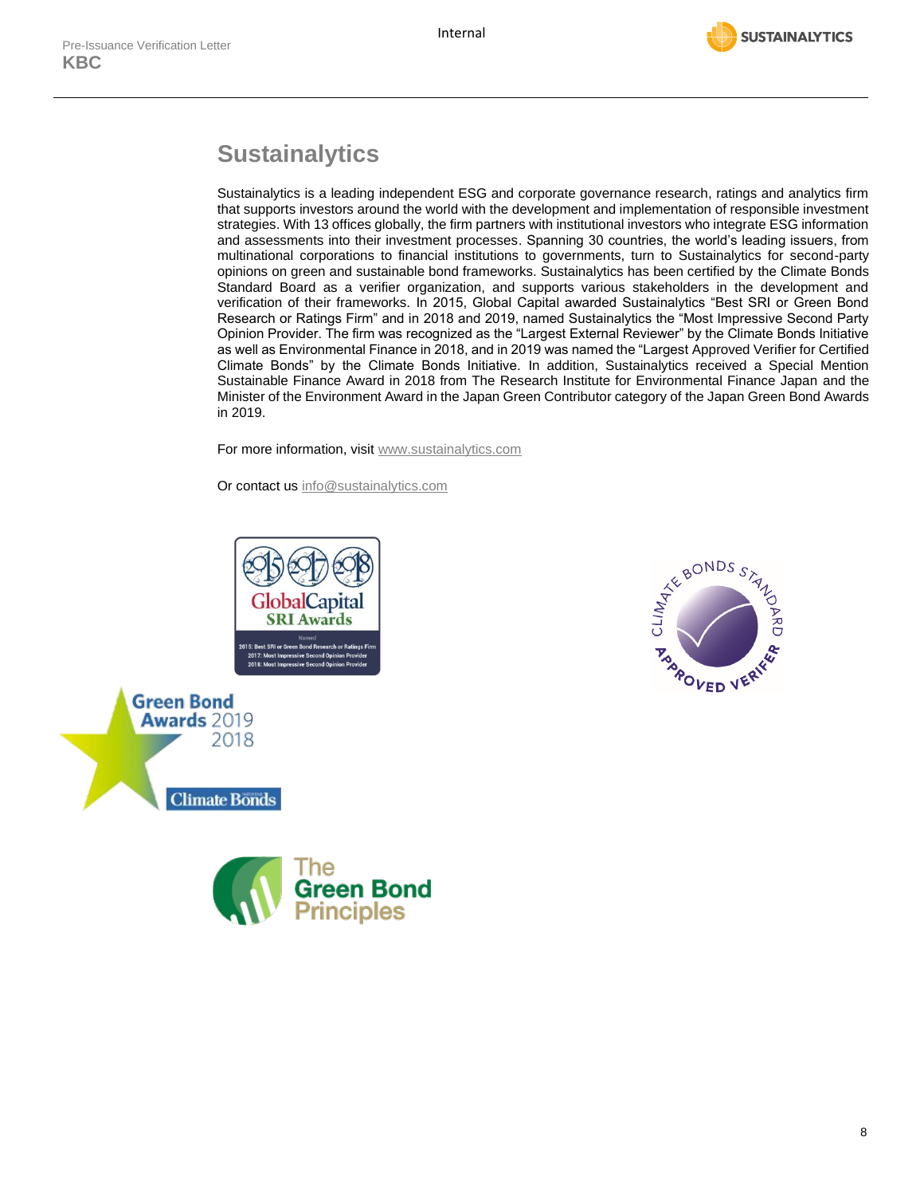# Sustainalytics

Sustainalytics is a leading independent ESG and corporate governance research, ratings and analytics firm that supports investors around the world with the development and implementation of responsible investment strategies. With 13 offices globally, the firm partners with institutional investors who integrate ESG information and assessments into their investment processes. Spanning 30 countries, the world's leading issuers, from multinational corporations to financial institutions to governments, turn to Sustainalytics for second-party opinions on green and sustainable bond frameworks. Sustainalytics has been certified by the Climate Bonds Standard Board as a verifier organization, and supports various stakeholders in the development and verification of their frameworks. In 2015, Global Capital awarded Sustainalytics "Best SRI or Green Bond Research or Ratings Firm" and in 2018 and 2019, named Sustainalytics the "Most Impressive Second Party Opinion Provider. The firm was recognized as the "Largest External Reviewer" by the Climate Bonds Initiative as well as Environmental Finance in 2018, and in 2019 was named the "Largest Approved Verifier for Certified Climate Bonds" by the Climate Bonds Initiative. In addition, Sustainalytics received a Special Mention Sustainable Finance Award in 2018 from The Research Institute for Environmental Finance Japan and the Minister of the Environment Award in the Japan Green Contributor category of the Japan Green Bond Awards in 2019.

For more information, visit [www.sustainalytics.com](http://www.sustainalytics.com)

Or contact us [info@sustainalytics.com](mailto:info@sustainalytics.com)